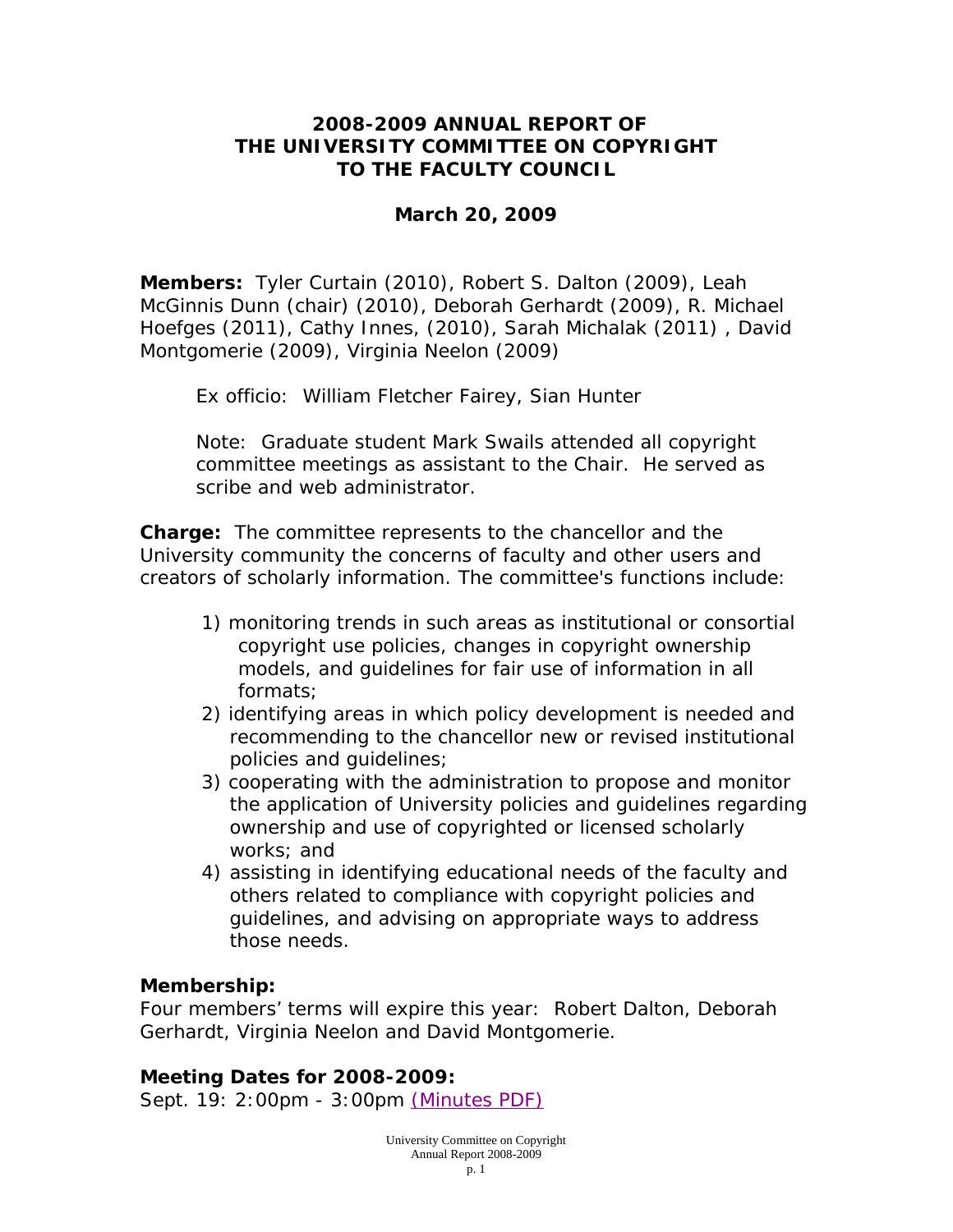# 2008-2009 ANNUAL REPORT OF THE UNIVERSITY COMMITTEE ON COPYRIGHT TO THE FACULTY COUNCIL

**March 20, 2009**

**Members:** Tyler Curtain (2010), Robert S. Dalton (2009), Leah McGinnis Dunn (chair) (2010), Deborah Gerhardt (2009), R. Michael Hoefges (2011), Cathy Innes, (2010), Sarah Michalak (2011) , David Montgomerie (2009), Virginia Neelon (2009)

Ex officio: William Fletcher Fairey, Sian Hunter

Note: Graduate student Mark Swails attended all copyright committee meetings as assistant to the Chair. He served as scribe and web administrator.

**Charge:** The committee represents to the chancellor and the University community the concerns of faculty and other users and creators of scholarly information. The committee's functions include:

1) monitoring trends in such areas as institutional or consortial copyright use policies, changes in copyright ownership models, and guidelines for fair use of information in all formats;
2) identifying areas in which policy development is needed and recommending to the chancellor new or revised institutional policies and guidelines;
3) cooperating with the administration to propose and monitor the application of University policies and guidelines regarding ownership and use of copyrighted or licensed scholarly works; and
4) assisting in identifying educational needs of the faculty and others related to compliance with copyright policies and guidelines, and advising on appropriate ways to address those needs.

**Membership:**
Four members' terms will expire this year: Robert Dalton, Deborah Gerhardt, Virginia Neelon and David Montgomerie.

**Meeting Dates for 2008-2009:**
Sept. 19: 2:00pm - 3:00pm (Minutes PDF)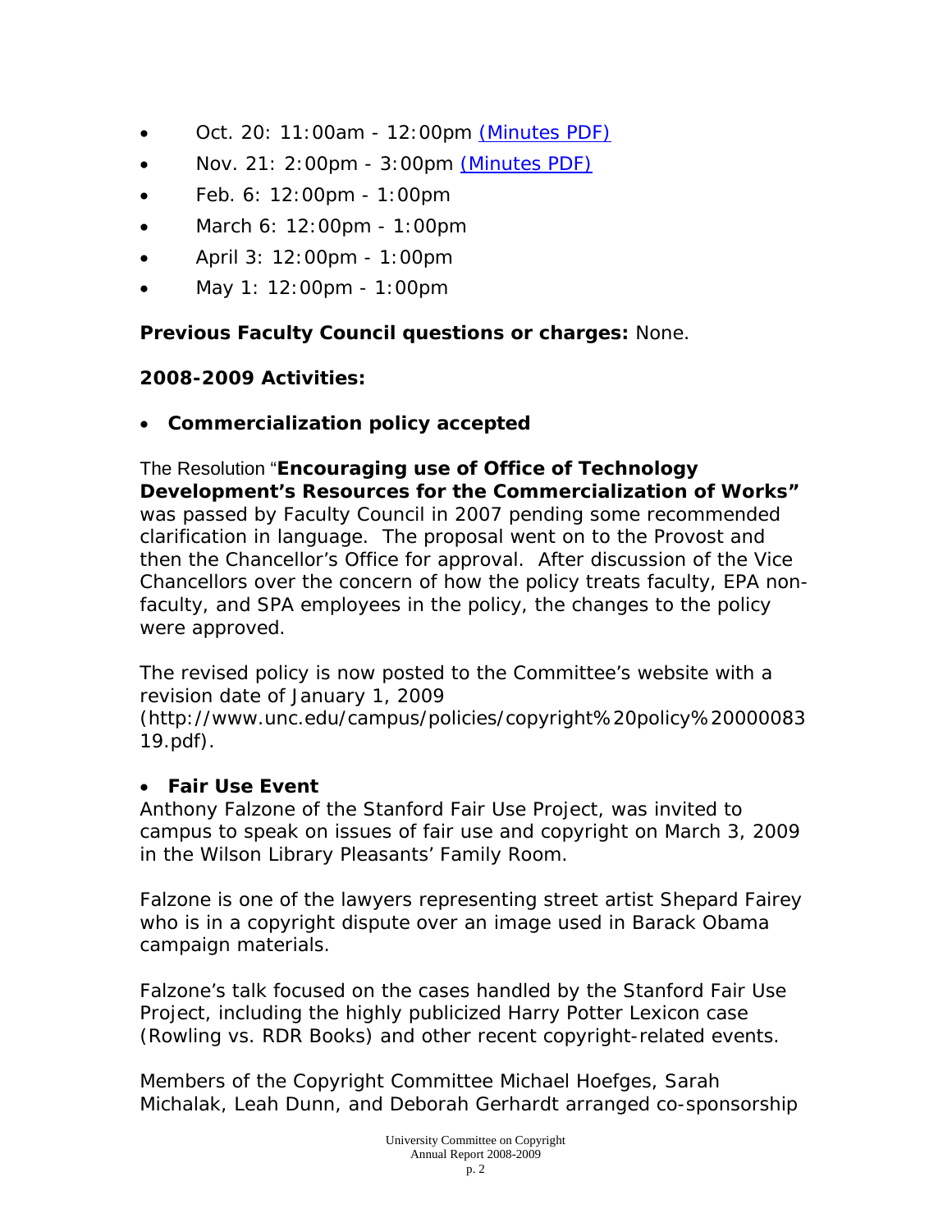- Oct. 20: 11:00am - 12:00pm (Minutes PDF)
- Nov. 21: 2:00pm - 3:00pm (Minutes PDF)
- Feb. 6: 12:00pm - 1:00pm
- March 6: 12:00pm - 1:00pm
- April 3: 12:00pm - 1:00pm
- May 1: 12:00pm - 1:00pm

**Previous Faculty Council questions or charges:** None.

**2008-2009 Activities:**

- **Commercialization policy accepted**

The Resolution "**Encouraging use of Office of Technology Development's Resources for the Commercialization of Works"** was passed by Faculty Council in 2007 pending some recommended clarification in language. The proposal went on to the Provost and then the Chancellor's Office for approval. After discussion of the Vice Chancellors over the concern of how the policy treats faculty, EPA non-faculty, and SPA employees in the policy, the changes to the policy were approved.

The revised policy is now posted to the Committee's website with a revision date of January 1, 2009 (http://www.unc.edu/campus/policies/copyright%20policy%2000008319.pdf).

- **Fair Use Event**

Anthony Falzone of the Stanford Fair Use Project, was invited to campus to speak on issues of fair use and copyright on March 3, 2009 in the Wilson Library Pleasants' Family Room.

Falzone is one of the lawyers representing street artist Shepard Fairey who is in a copyright dispute over an image used in Barack Obama campaign materials.

Falzone's talk focused on the cases handled by the Stanford Fair Use Project, including the highly publicized Harry Potter Lexicon case (Rowling vs. RDR Books) and other recent copyright-related events.

Members of the Copyright Committee Michael Hoefges, Sarah Michalak, Leah Dunn, and Deborah Gerhardt arranged co-sponsorship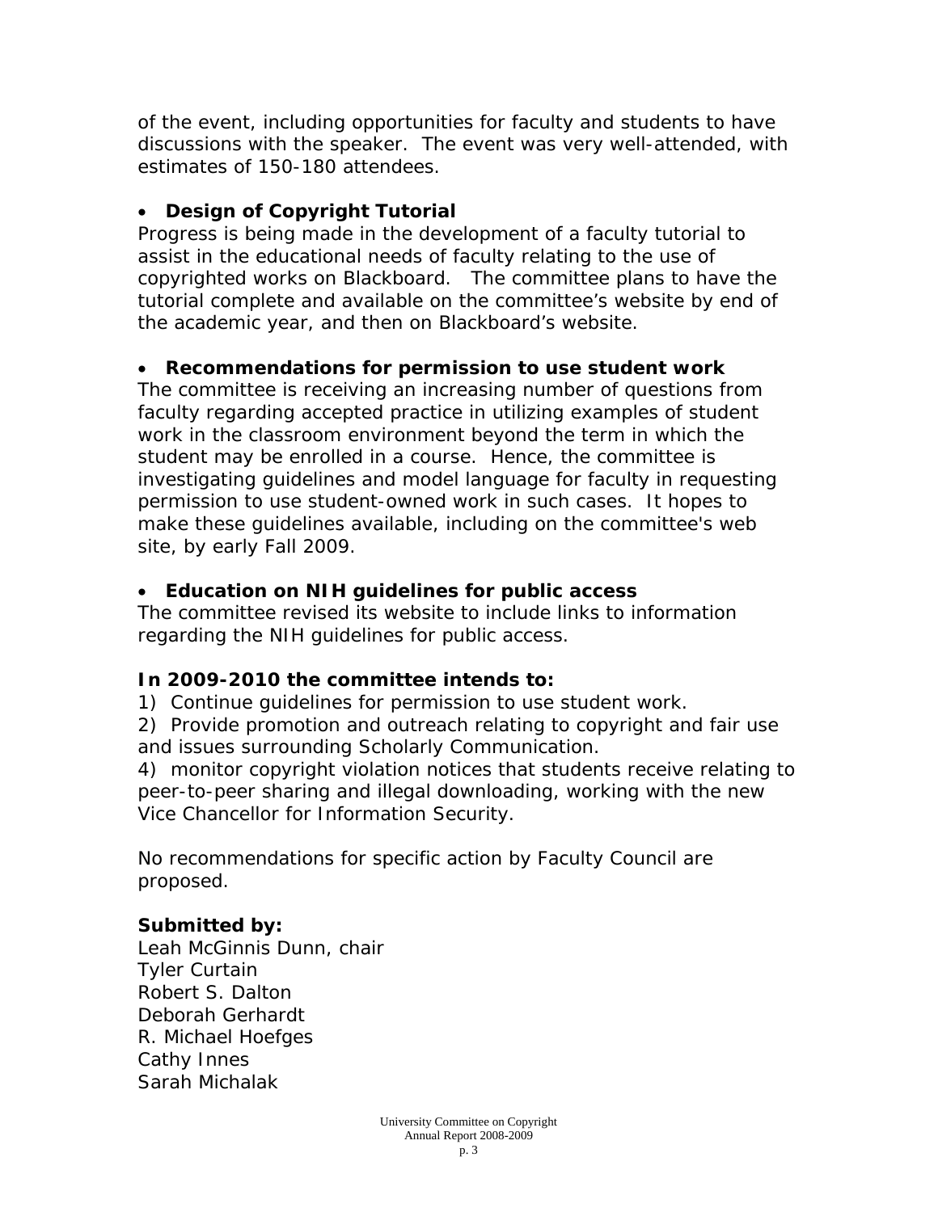of the event, including opportunities for faculty and students to have discussions with the speaker. The event was very well-attended, with estimates of 150-180 attendees.

- **Design of Copyright Tutorial**

Progress is being made in the development of a faculty tutorial to assist in the educational needs of faculty relating to the use of copyrighted works on Blackboard. The committee plans to have the tutorial complete and available on the committee's website by end of the academic year, and then on Blackboard's website.

- **Recommendations for permission to use student work**

The committee is receiving an increasing number of questions from faculty regarding accepted practice in utilizing examples of student work in the classroom environment beyond the term in which the student may be enrolled in a course. Hence, the committee is investigating guidelines and model language for faculty in requesting permission to use student-owned work in such cases. It hopes to make these guidelines available, including on the committee's web site, by early Fall 2009.

- **Education on NIH guidelines for public access**

The committee revised its website to include links to information regarding the NIH guidelines for public access.

**In 2009-2010 the committee intends to:**

1) Continue guidelines for permission to use student work.
2) Provide promotion and outreach relating to copyright and fair use and issues surrounding Scholarly Communication.
4) monitor copyright violation notices that students receive relating to peer-to-peer sharing and illegal downloading, working with the new Vice Chancellor for Information Security.

No recommendations for specific action by Faculty Council are proposed.

**Submitted by:**

Leah McGinnis Dunn, chair
Tyler Curtain
Robert S. Dalton
Deborah Gerhardt
R. Michael Hoefges
Cathy Innes
Sarah Michalak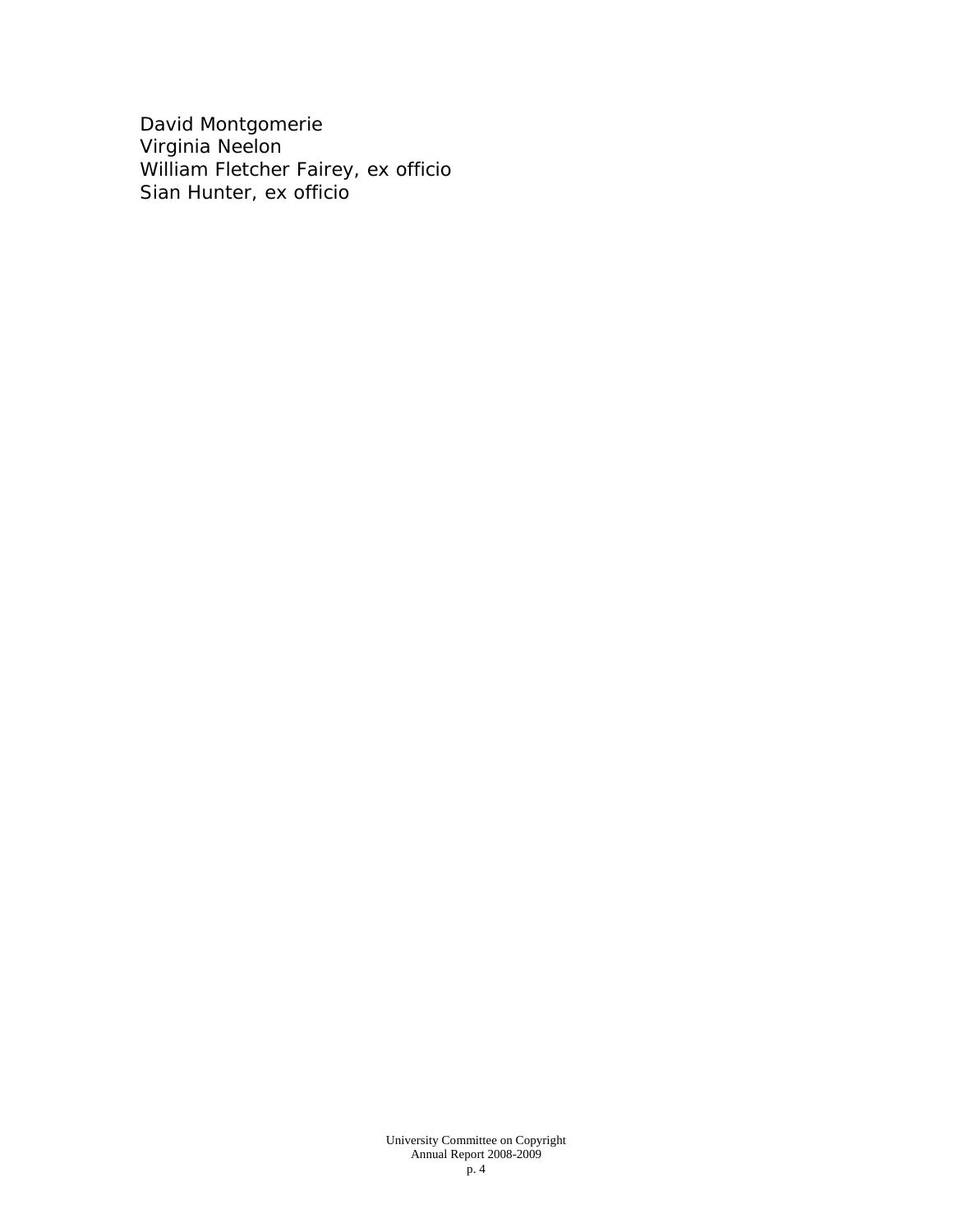David Montgomerie
Virginia Neelon
William Fletcher Fairey, ex officio
Sian Hunter, ex officio